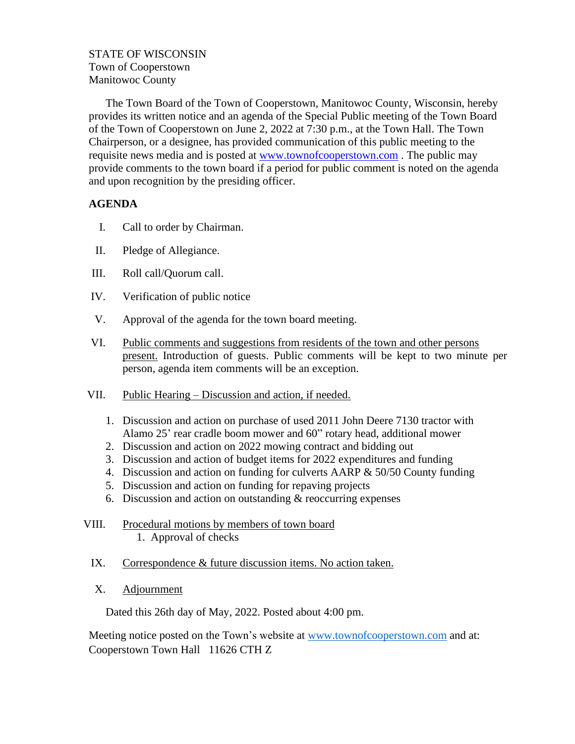STATE OF WISCONSIN
Town of Cooperstown
Manitowoc County

The Town Board of the Town of Cooperstown, Manitowoc County, Wisconsin, hereby provides its written notice and an agenda of the Special Public meeting of the Town Board of the Town of Cooperstown on June 2, 2022 at 7:30 p.m., at the Town Hall. The Town Chairperson, or a designee, has provided communication of this public meeting to the requisite news media and is posted at www.townofcooperstown.com . The public may provide comments to the town board if a period for public comment is noted on the agenda and upon recognition by the presiding officer.

**AGENDA**

I. Call to order by Chairman.

II. Pledge of Allegiance.

III. Roll call/Quorum call.

IV. Verification of public notice

V. Approval of the agenda for the town board meeting.

VI. Public comments and suggestions from residents of the town and other persons present. Introduction of guests. Public comments will be kept to two minute per person, agenda item comments will be an exception.

VII. Public Hearing – Discussion and action, if needed.

1. Discussion and action on purchase of used 2011 John Deere 7130 tractor with Alamo 25' rear cradle boom mower and 60" rotary head, additional mower
2. Discussion and action on 2022 mowing contract and bidding out
3. Discussion and action of budget items for 2022 expenditures and funding
4. Discussion and action on funding for culverts AARP & 50/50 County funding
5. Discussion and action on funding for repaving projects
6. Discussion and action on outstanding & reoccurring expenses

VIII. Procedural motions by members of town board

1. Approval of checks

IX. Correspondence & future discussion items. No action taken.

X. Adjournment

Dated this 26th day of May, 2022. Posted about 4:00 pm.

Meeting notice posted on the Town's website at www.townofcooperstown.com and at:
Cooperstown Town Hall 11626 CTH Z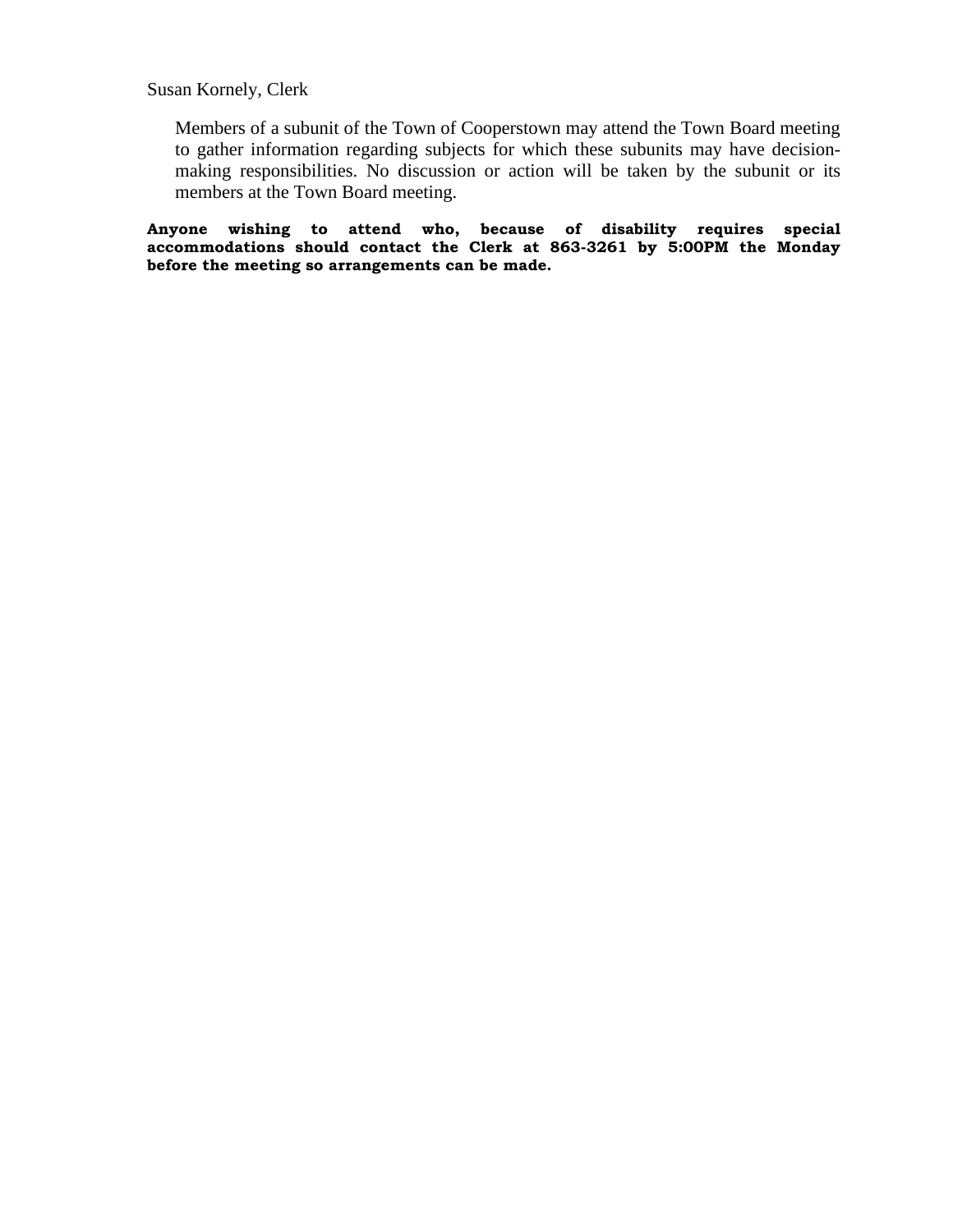Susan Kornely, Clerk

Members of a subunit of the Town of Cooperstown may attend the Town Board meeting to gather information regarding subjects for which these subunits may have decision-making responsibilities. No discussion or action will be taken by the subunit or its members at the Town Board meeting.

**Anyone wishing to attend who, because of disability requires special accommodations should contact the Clerk at 863-3261 by 5:00PM the Monday before the meeting so arrangements can be made.**